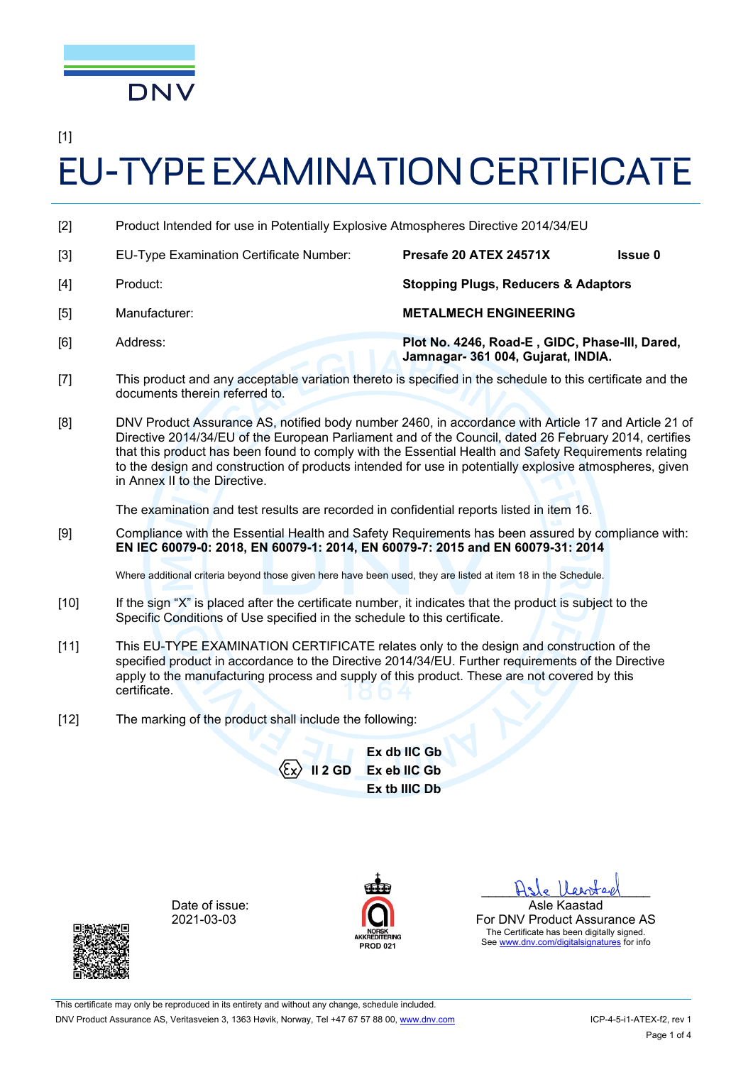DNV

[1]

# EU-TYPE EXAMINATION CERTIFICATE

[2] Product Intended for use in Potentially Explosive Atmospheres Directive 2014/34/EU

[3] EU-Type Examination Certificate Number: **Presafe 20 ATEX 24571X** **Issue 0**

[4] Product: **Stopping Plugs, Reducers & Adaptors**

[5] Manufacturer: **METALMECH ENGINEERING**

[6] Address: **Plot No. 4246, Road-E , GIDC, Phase-III, Dared, Jamnagar- 361 004, Gujarat, INDIA.**

[7] This product and any acceptable variation thereto is specified in the schedule to this certificate and the documents therein referred to.

[8] DNV Product Assurance AS, notified body number 2460, in accordance with Article 17 and Article 21 of Directive 2014/34/EU of the European Parliament and of the Council, dated 26 February 2014, certifies that this product has been found to comply with the Essential Health and Safety Requirements relating to the design and construction of products intended for use in potentially explosive atmospheres, given in Annex II to the Directive.

The examination and test results are recorded in confidential reports listed in item 16.

[9] Compliance with the Essential Health and Safety Requirements has been assured by compliance with: **EN IEC 60079-0: 2018, EN 60079-1: 2014, EN 60079-7: 2015 and EN 60079-31: 2014**

Where additional criteria beyond those given here have been used, they are listed at item 18 in the Schedule.

[10] If the sign "X" is placed after the certificate number, it indicates that the product is subject to the Specific Conditions of Use specified in the schedule to this certificate.

[11] This EU-TYPE EXAMINATION CERTIFICATE relates only to the design and construction of the specified product in accordance to the Directive 2014/34/EU. Further requirements of the Directive apply to the manufacturing process and supply of this product. These are not covered by this certificate.

[12] The marking of the product shall include the following:

**Ex II 2 GD** **Ex db IIC Gb**
**Ex eb IIC Gb**
**Ex tb IIIC Db**

Date of issue:
2021-03-03

NORSK AKKREDITERING
PROD 021

Asle Kaastad
For DNV Product Assurance AS
The Certificate has been digitally signed.
See www.dnv.com/digitalsignatures for info

This certificate may only be reproduced in its entirety and without any change, schedule included.

DNV Product Assurance AS, Veritasveien 3, 1363 Høvik, Norway, Tel +47 67 57 88 00, www.dnv.com

ICP-4-5-i1-ATEX-f2, rev 1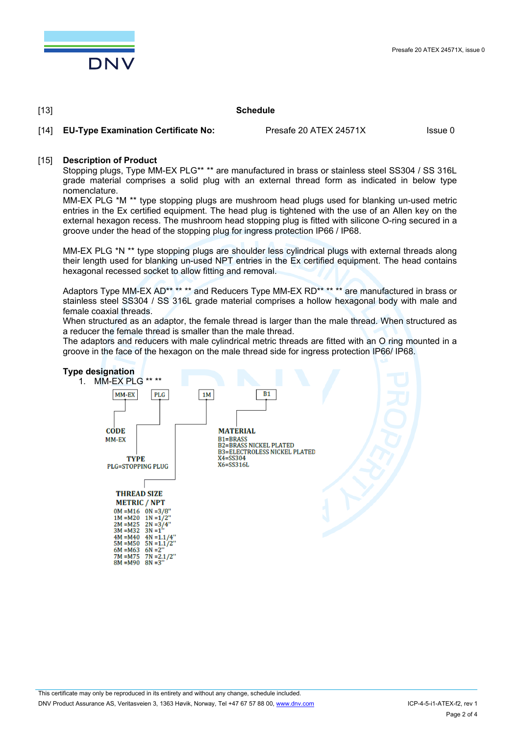[13] **Schedule**

[14] **EU-Type Examination Certificate No:** Presafe 20 ATEX 24571X Issue 0

[15] **Description of Product**

Stopping plugs, Type MM-EX PLG** ** are manufactured in brass or stainless steel SS304 / SS 316L grade material comprises a solid plug with an external thread form as indicated in below type nomenclature.
MM-EX PLG *M ** type stopping plugs are mushroom head plugs used for blanking un-used metric entries in the Ex certified equipment. The head plug is tightened with the use of an Allen key on the external hexagon recess. The mushroom head stopping plug is fitted with silicone O-ring secured in a groove under the head of the stopping plug for ingress protection IP66 / IP68.

MM-EX PLG *N ** type stopping plugs are shoulder less cylindrical plugs with external threads along their length used for blanking un-used NPT entries in the Ex certified equipment. The head contains hexagonal recessed socket to allow fitting and removal.

Adaptors Type MM-EX AD** ** ** and Reducers Type MM-EX RD** ** ** are manufactured in brass or stainless steel SS304 / SS 316L grade material comprises a hollow hexagonal body with male and female coaxial threads.
When structured as an adaptor, the female thread is larger than the male thread. When structured as a reducer the female thread is smaller than the male thread.
The adaptors and reducers with male cylindrical metric threads are fitted with an O ring mounted in a groove in the face of the hexagon on the male thread side for ingress protection IP66/ IP68.

**Type designation**

1. MM-EX PLG ** **

MM-EX | PLG | 1M | B1

**CODE**
MM-EX

**TYPE**
PLG=STOPPING PLUG

**THREAD SIZE**
**METRIC / NPT**

| METRIC | NPT |
|---|---|
| 0M =M16 | 0N =3/8" |
| 1M =M20 | 1N =1/2" |
| 2M =M25 | 2N =3/4" |
| 3M =M32 | 3N =1" |
| 4M =M40 | 4N =1.1/4" |
| 5M =M50 | 5N =1.1/2" |
| 6M =M63 | 6N =2" |
| 7M =M75 | 7N =2.1/2" |
| 8M =M90 | 8N =3" |

**MATERIAL**
B1=BRASS
B2=BRASS NICKEL PLATED
B3=ELECTROLESS NICKEL PLATED
X4=SS304
X6=SS316L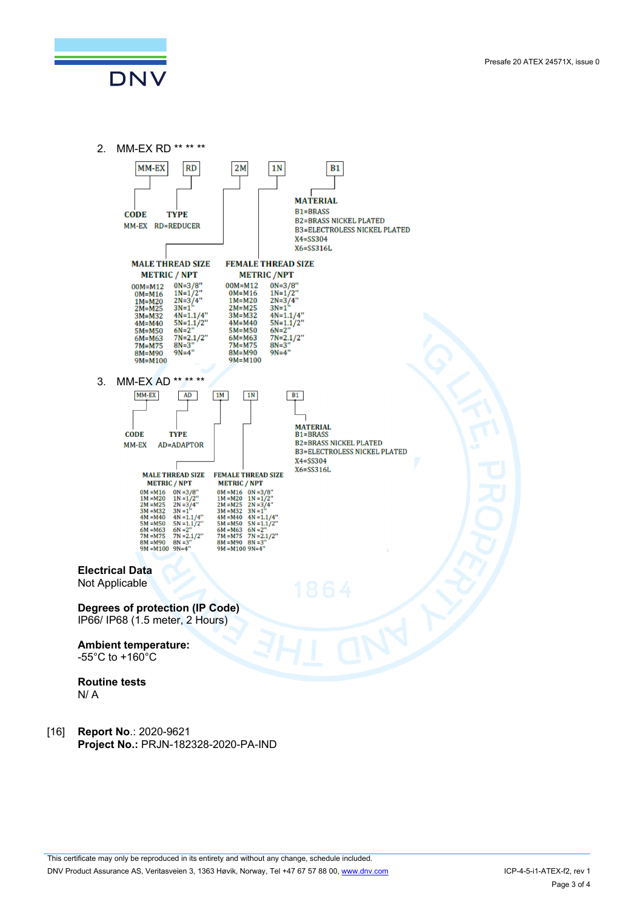2. MM-EX RD ** ** **

MM-EX | RD | 2M | 1N | B1

**CODE**
MM-EX

**TYPE**
RD=REDUCER

**MATERIAL**
B1=BRASS
B2=BRASS NICKEL PLATED
B3=ELECTROLESS NICKEL PLATED
X4=SS304
X6=SS316L

| MALE THREAD SIZE METRIC / NPT | | FEMALE THREAD SIZE METRIC / NPT | |
|---|---|---|---|
| 00M=M12 | 0N=3/8" | 00M=M12 | 0N=3/8" |
| 0M=M16 | 1N=1/2" | 0M=M16 | 1N=1/2" |
| 1M=M20 | 2N=3/4" | 1M=M20 | 2N=3/4" |
| 2M=M25 | 3N=1" | 2M=M25 | 3N=1" |
| 3M=M32 | 4N=1.1/4" | 3M=M32 | 4N=1.1/4" |
| 4M=M40 | 5N=1.1/2" | 4M=M40 | 5N=1.1/2" |
| 5M=M50 | 6N=2" | 5M=M50 | 6N=2" |
| 6M=M63 | 7N=2.1/2" | 6M=M63 | 7N=2.1/2" |
| 7M=M75 | 8N=3" | 7M=M75 | 8N=3" |
| 8M=M90 | 9N=4" | 8M=M90 | 9N=4" |
| 9M=M100 | | 9M=M100 | |

3. MM-EX AD ** ** **

MM-EX | AD | 1M | 1N | B1

**CODE**
MM-EX

**TYPE**
AD=ADAPTOR

**MATERIAL**
B1=BRASS
B2=BRASS NICKEL PLATED
B3=ELECTROLESS NICKEL PLATED
X4=SS304
X6=SS316L

| MALE THREAD SIZE METRIC / NPT | | FEMALE THREAD SIZE METRIC / NPT | |
|---|---|---|---|
| 0M =M16 | 0N =3/8" | 0M =M16 | 0N =3/8" |
| 1M =M20 | 1N =1/2" | 1M =M20 | 1N =1/2" |
| 2M =M25 | 2N =3/4" | 2M =M25 | 2N =3/4" |
| 3M =M32 | 3N =1" | 3M =M32 | 3N =1" |
| 4M =M40 | 4N =1.1/4" | 4M =M40 | 4N =1.1/4" |
| 5M =M50 | 5N =1.1/2" | 5M =M50 | 5N =1.1/2" |
| 6M =M63 | 6N =2" | 6M =M63 | 6N =2" |
| 7M =M75 | 7N =2.1/2" | 7M =M75 | 7N =2.1/2" |
| 8M =M90 | 8N =3" | 8M =M90 | 8N =3" |
| 9M =M100 | 9N=4" | 9M =M100 | 9N=4" |

**Electrical Data**
Not Applicable

**Degrees of protection (IP Code)**
IP66/ IP68 (1.5 meter, 2 Hours)

**Ambient temperature:**
-55°C to +160°C

**Routine tests**
N/ A

[16] **Report No.**: 2020-9621
**Project No.:** PRJN-182328-2020-PA-IND

This certificate may only be reproduced in its entirety and without any change, schedule included.
DNV Product Assurance AS, Veritasveien 3, 1363 Høvik, Norway, Tel +47 67 57 88 00, www.dnv.com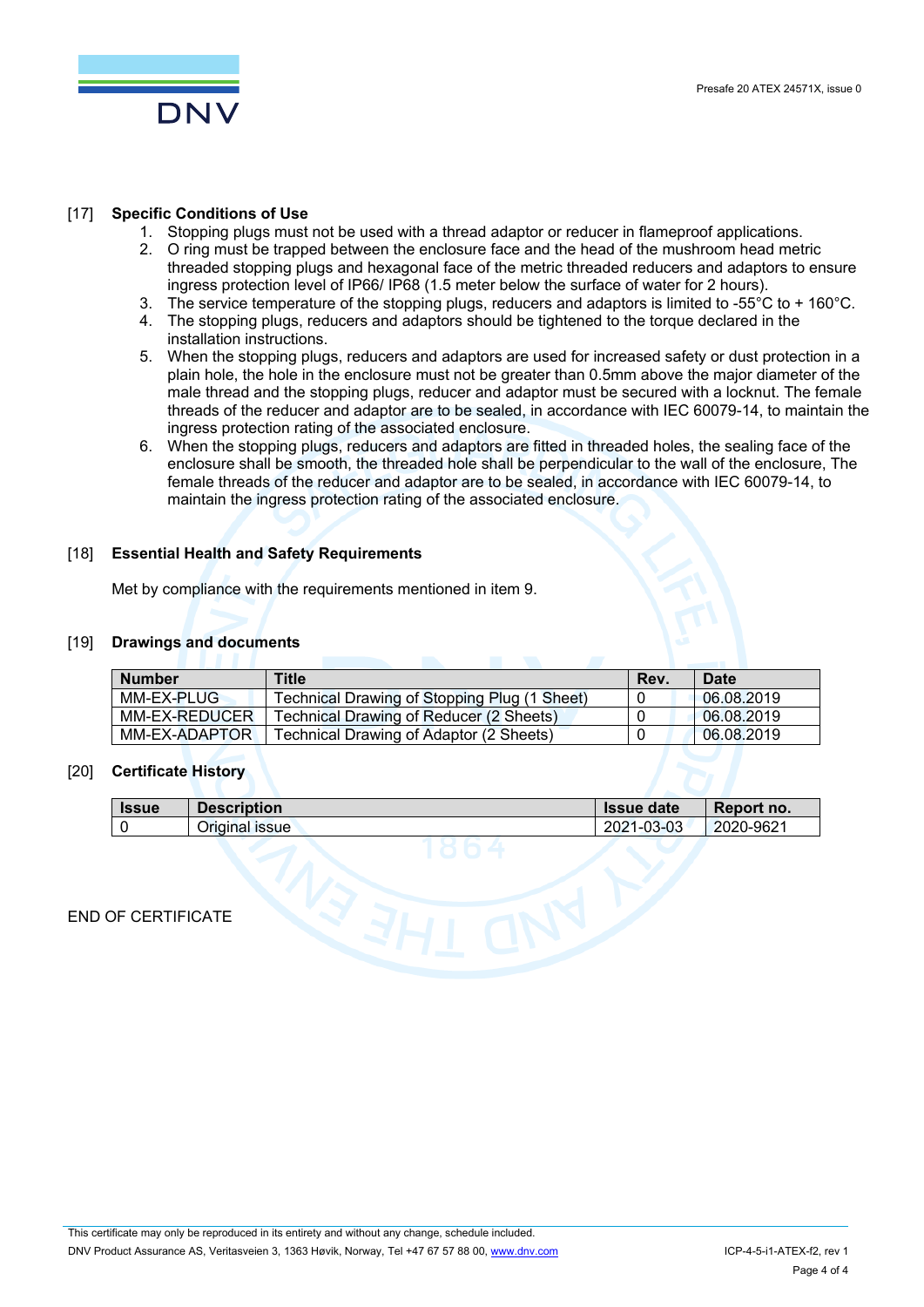## [17] Specific Conditions of Use

1. Stopping plugs must not be used with a thread adaptor or reducer in flameproof applications.
2. O ring must be trapped between the enclosure face and the head of the mushroom head metric threaded stopping plugs and hexagonal face of the metric threaded reducers and adaptors to ensure ingress protection level of IP66/ IP68 (1.5 meter below the surface of water for 2 hours).
3. The service temperature of the stopping plugs, reducers and adaptors is limited to -55°C to + 160°C.
4. The stopping plugs, reducers and adaptors should be tightened to the torque declared in the installation instructions.
5. When the stopping plugs, reducers and adaptors are used for increased safety or dust protection in a plain hole, the hole in the enclosure must not be greater than 0.5mm above the major diameter of the male thread and the stopping plugs, reducer and adaptor must be secured with a locknut. The female threads of the reducer and adaptor are to be sealed, in accordance with IEC 60079-14, to maintain the ingress protection rating of the associated enclosure.
6. When the stopping plugs, reducers and adaptors are fitted in threaded holes, the sealing face of the enclosure shall be smooth, the threaded hole shall be perpendicular to the wall of the enclosure, The female threads of the reducer and adaptor are to be sealed, in accordance with IEC 60079-14, to maintain the ingress protection rating of the associated enclosure.

## [18] Essential Health and Safety Requirements

Met by compliance with the requirements mentioned in item 9.

## [19] Drawings and documents

| Number | Title | Rev. | Date |
|---|---|---|---|
| MM-EX-PLUG | Technical Drawing of Stopping Plug (1 Sheet) | 0 | 06.08.2019 |
| MM-EX-REDUCER | Technical Drawing of Reducer (2 Sheets) | 0 | 06.08.2019 |
| MM-EX-ADAPTOR | Technical Drawing of Adaptor (2 Sheets) | 0 | 06.08.2019 |

## [20] Certificate History

| Issue | Description | Issue date | Report no. |
|---|---|---|---|
| 0 | Original issue | 2021-03-03 | 2020-9621 |

END OF CERTIFICATE

This certificate may only be reproduced in its entirety and without any change, schedule included.

DNV Product Assurance AS, Veritasveien 3, 1363 Høvik, Norway, Tel +47 67 57 88 00, www.dnv.com